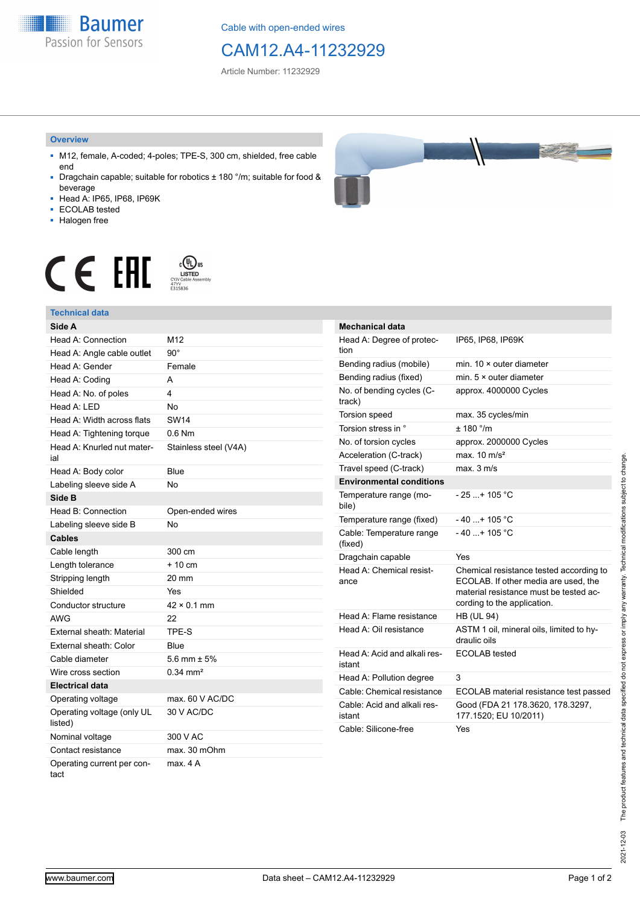Cable with open-ended wires

# CAM12.A4-11232929

Article Number: 11232929

## Overview

- M12, female, A-coded; 4-poles; TPE-S, 300 cm, shielded, free cable end
- Dragchain capable; suitable for robotics ± 180 °/m; suitable for food & beverage
- Head A: IP65, IP68, IP69K
- ECOLAB tested
- Halogen free

## Technical data

| Side A | |
|---|---|
| Head A: Connection | M12 |
| Head A: Angle cable outlet | 90° |
| Head A: Gender | Female |
| Head A: Coding | A |
| Head A: No. of poles | 4 |
| Head A: LED | No |
| Head A: Width across flats | SW14 |
| Head A: Tightening torque | 0.6 Nm |
| Head A: Knurled nut material | Stainless steel (V4A) |
| Head A: Body color | Blue |
| Labeling sleeve side A | No |
| **Side B** | |
| Head B: Connection | Open-ended wires |
| Labeling sleeve side B | No |
| **Cables** | |
| Cable length | 300 cm |
| Length tolerance | + 10 cm |
| Stripping length | 20 mm |
| Shielded | Yes |
| Conductor structure | 42 × 0.1 mm |
| AWG | 22 |
| External sheath: Material | TPE-S |
| External sheath: Color | Blue |
| Cable diameter | 5.6 mm ± 5% |
| Wire cross section | 0.34 mm² |
| **Electrical data** | |
| Operating voltage | max. 60 V AC/DC |
| Operating voltage (only UL listed) | 30 V AC/DC |
| Nominal voltage | 300 V AC |
| Contact resistance | max. 30 mOhm |
| Operating current per contact | max. 4 A |

| Mechanical data | |
|---|---|
| Head A: Degree of protection | IP65, IP68, IP69K |
| Bending radius (mobile) | min. 10 × outer diameter |
| Bending radius (fixed) | min. 5 × outer diameter |
| No. of bending cycles (C-track) | approx. 4000000 Cycles |
| Torsion speed | max. 35 cycles/min |
| Torsion stress in ° | ± 180 °/m |
| No. of torsion cycles | approx. 2000000 Cycles |
| Acceleration (C-track) | max. 10 m/s² |
| Travel speed (C-track) | max. 3 m/s |
| **Environmental conditions** | |
| Temperature range (mobile) | - 25 ...+ 105 °C |
| Temperature range (fixed) | - 40 ...+ 105 °C |
| Cable: Temperature range (fixed) | - 40 ...+ 105 °C |
| Dragchain capable | Yes |
| Head A: Chemical resistance | Chemical resistance tested according to ECOLAB. If other media are used, the material resistance must be tested according to the application. |
| Head A: Flame resistance | HB (UL 94) |
| Head A: Oil resistance | ASTM 1 oil, mineral oils, limited to hydraulic oils |
| Head A: Acid and alkali resistant | ECOLAB tested |
| Head A: Pollution degree | 3 |
| Cable: Chemical resistance | ECOLAB material resistance test passed |
| Cable: Acid and alkali resistant | Good (FDA 21 178.3620, 178.3297, 177.1520; EU 10/2011) |
| Cable: Silicone-free | Yes |

2021-12-03 The product features and technical data specified do not express or imply any warranty. Technical modifications subject to change.

www.baumer.com — Data sheet – CAM12.A4-11232929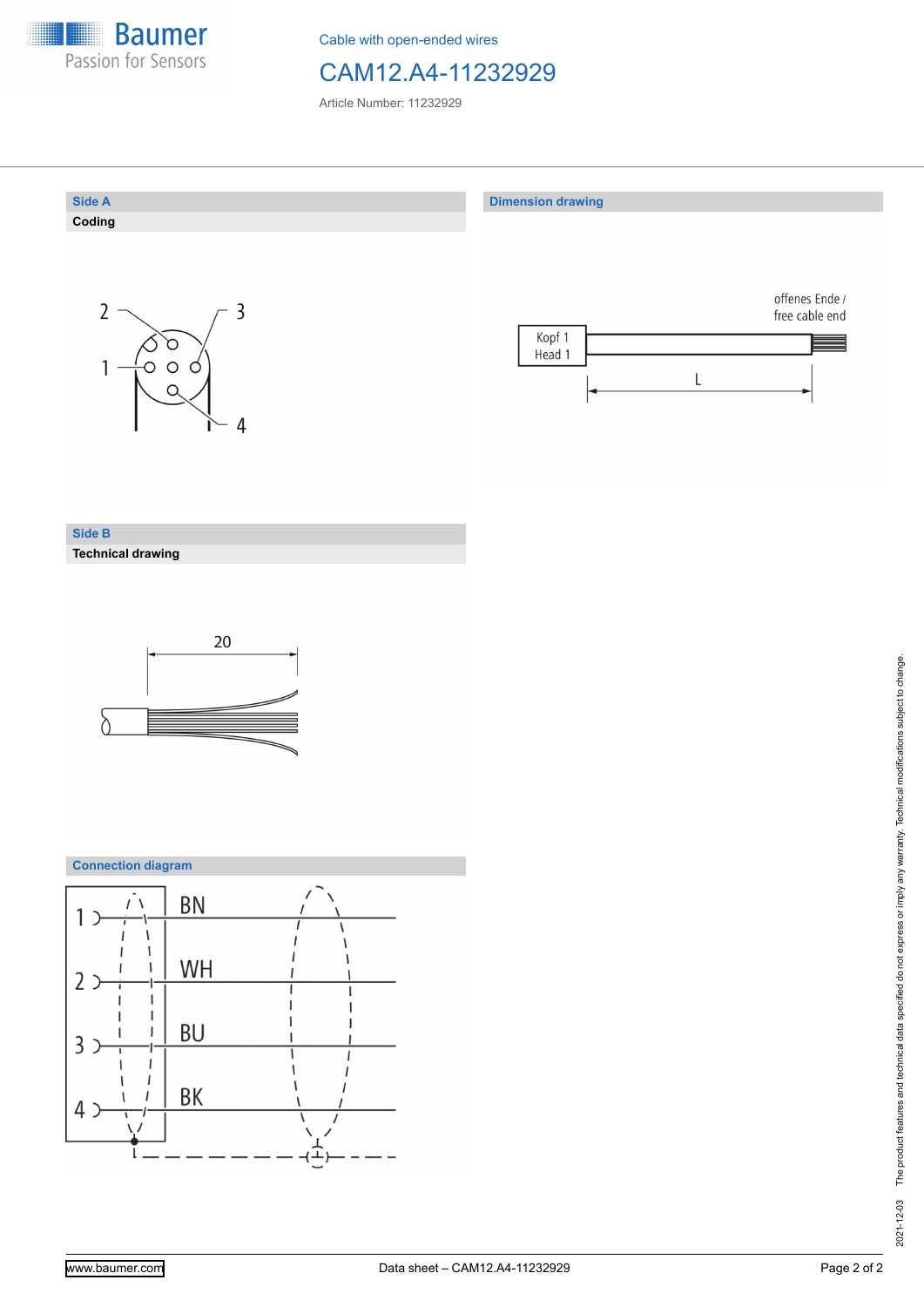Cable with open-ended wires

# CAM12.A4-11232929

Article Number: 11232929

## Side A

**Coding**

2
3
1
4

## Dimension drawing

offenes Ende / free cable end

Kopf 1
Head 1

L

## Side B

**Technical drawing**

20

## Connection diagram

1 BN
2 WH
3 BU
4 BK

2021-12-03 The product features and technical data specified do not express or imply any warranty. Technical modifications subject to change.

www.baumer.com

Data sheet – CAM12.A4-11232929